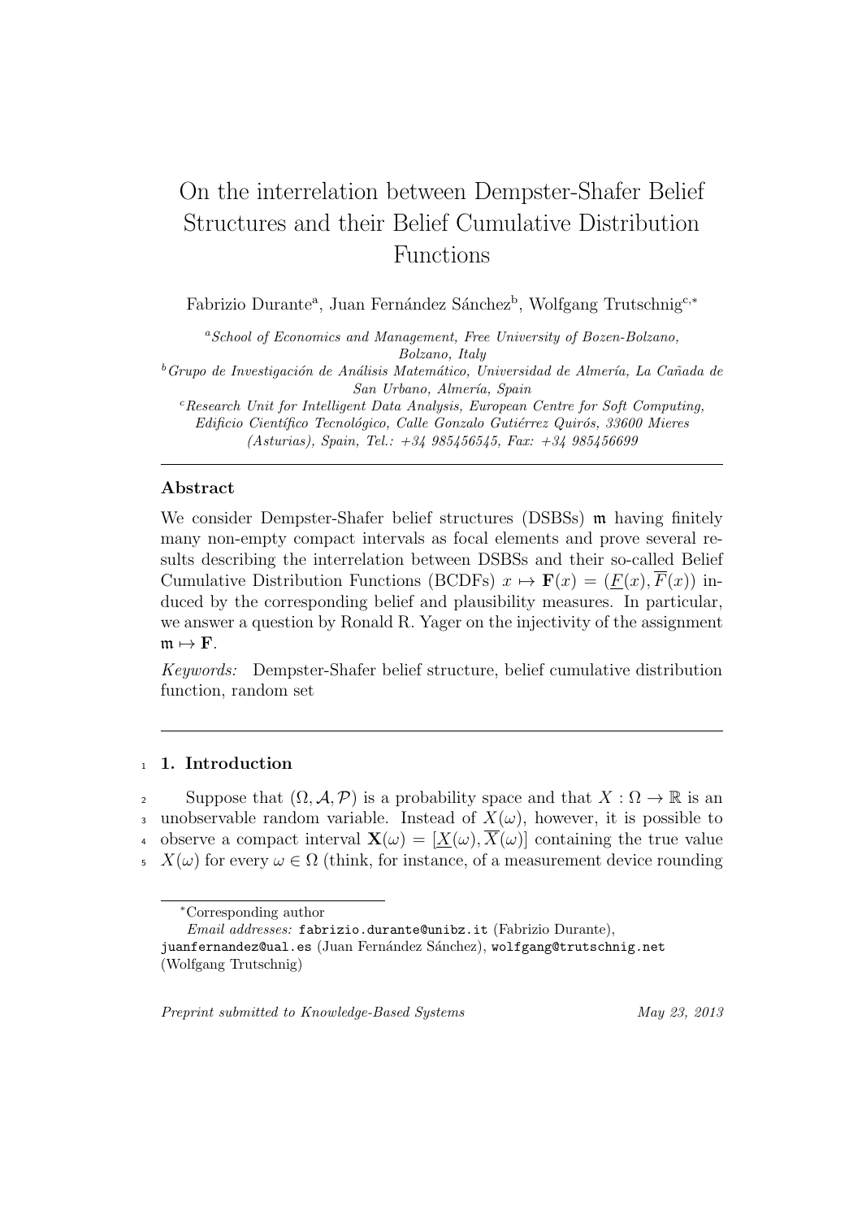# On the interrelation between Dempster-Shafer Belief Structures and their Belief Cumulative Distribution Functions

Fabrizio Durante[a], Juan Fernández Sánchez[b], Wolfgang Trutschnig[c,*]

[a] *School of Economics and Management, Free University of Bozen-Bolzano, Bolzano, Italy*

[b] *Grupo de Investigación de Análisis Matemático, Universidad de Almería, La Cañada de San Urbano, Almería, Spain*

[c] *Research Unit for Intelligent Data Analysis, European Centre for Soft Computing, Edificio Científico Tecnológico, Calle Gonzalo Gutiérrez Quirós, 33600 Mieres (Asturias), Spain, Tel.: +34 985456545, Fax: +34 985456699*

## Abstract

We consider Dempster-Shafer belief structures (DSBSs) $\mathfrak{m}$ having finitely many non-empty compact intervals as focal elements and prove several results describing the interrelation between DSBSs and their so-called Belief Cumulative Distribution Functions (BCDFs) $x \mapsto \mathbf{F}(x) = (\underline{F}(x), \overline{F}(x))$ induced by the corresponding belief and plausibility measures. In particular, we answer a question by Ronald R. Yager on the injectivity of the assignment $\mathfrak{m} \mapsto \mathbf{F}$.

*Keywords:* Dempster-Shafer belief structure, belief cumulative distribution function, random set

## 1. Introduction

Suppose that $(\Omega, \mathcal{A}, \mathcal{P})$ is a probability space and that $X : \Omega \to \mathbb{R}$ is an unobservable random variable. Instead of $X(\omega)$, however, it is possible to observe a compact interval $\mathbf{X}(\omega) = [\underline{X}(\omega), \overline{X}(\omega)]$ containing the true value $X(\omega)$ for every $\omega \in \Omega$ (think, for instance, of a measurement device rounding

---

*Corresponding author

*Email addresses:* fabrizio.durante@unibz.it (Fabrizio Durante), juanfernandez@ual.es (Juan Fernández Sánchez), wolfgang@trutschnig.net (Wolfgang Trutschnig)

*Preprint submitted to Knowledge-Based Systems* *May 23, 2013*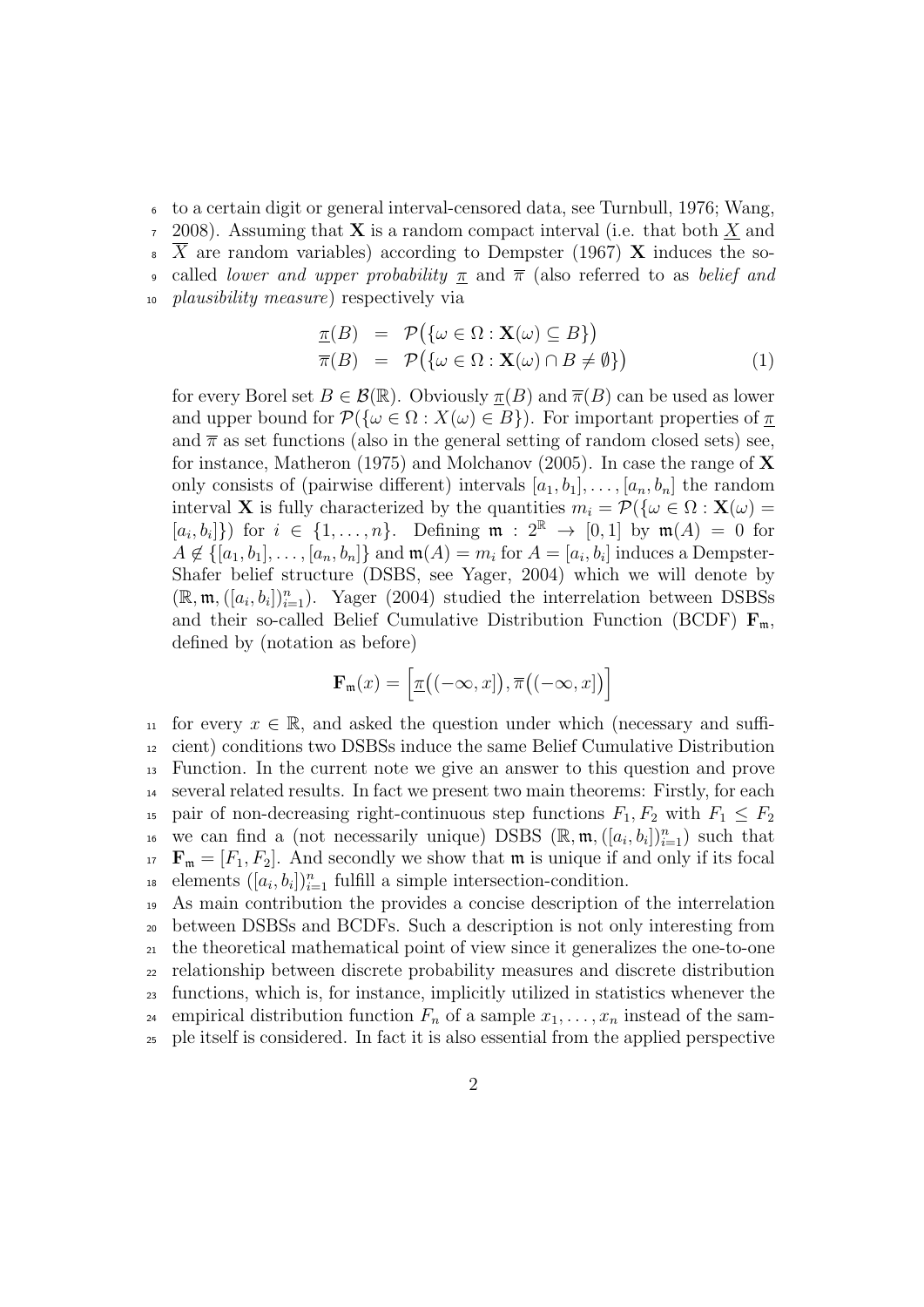to a certain digit or general interval-censored data, see Turnbull, 1976; Wang, 2008). Assuming that $\mathbf{X}$ is a random compact interval (i.e. that both $\underline{X}$ and $\overline{X}$ are random variables) according to Dempster (1967) $\mathbf{X}$ induces the so-called *lower and upper probability* $\underline{\pi}$ and $\overline{\pi}$ (also referred to as *belief and plausibility measure*) respectively via

$$\begin{aligned} \underline{\pi}(B) &= \mathcal{P}\big(\{\omega \in \Omega : \mathbf{X}(\omega) \subseteq B\}\big) \\ \overline{\pi}(B) &= \mathcal{P}\big(\{\omega \in \Omega : \mathbf{X}(\omega) \cap B \neq \emptyset\}\big) \end{aligned} \tag{1}$$

for every Borel set $B \in \mathcal{B}(\mathbb{R})$. Obviously $\underline{\pi}(B)$ and $\overline{\pi}(B)$ can be used as lower and upper bound for $\mathcal{P}(\{\omega \in \Omega : X(\omega) \in B\})$. For important properties of $\underline{\pi}$ and $\overline{\pi}$ as set functions (also in the general setting of random closed sets) see, for instance, Matheron (1975) and Molchanov (2005). In case the range of $\mathbf{X}$ only consists of (pairwise different) intervals $[a_1, b_1], \dots, [a_n, b_n]$ the random interval $\mathbf{X}$ is fully characterized by the quantities $m_i = \mathcal{P}(\{\omega \in \Omega : \mathbf{X}(\omega) = [a_i, b_i]\})$ for $i \in \{1, \dots, n\}$. Defining $\mathfrak{m} : 2^{\mathbb{R}} \to [0,1]$ by $\mathfrak{m}(A) = 0$ for $A \notin \{[a_1, b_1], \dots, [a_n, b_n]\}$ and $\mathfrak{m}(A) = m_i$ for $A = [a_i, b_i]$ induces a Dempster-Shafer belief structure (DSBS, see Yager, 2004) which we will denote by $(\mathbb{R}, \mathfrak{m}, ([a_i, b_i])_{i=1}^n)$. Yager (2004) studied the interrelation between DSBSs and their so-called Belief Cumulative Distribution Function (BCDF) $\mathbf{F}_{\mathfrak{m}}$, defined by (notation as before)

$$\mathbf{F}_{\mathfrak{m}}(x) = \Big[\underline{\pi}\big((-\infty, x]\big), \overline{\pi}\big((-\infty, x]\big)\Big]$$

for every $x \in \mathbb{R}$, and asked the question under which (necessary and sufficient) conditions two DSBSs induce the same Belief Cumulative Distribution Function. In the current note we give an answer to this question and prove several related results. In fact we present two main theorems: Firstly, for each pair of non-decreasing right-continuous step functions $F_1, F_2$ with $F_1 \leq F_2$ we can find a (not necessarily unique) DSBS $(\mathbb{R}, \mathfrak{m}, ([a_i, b_i])_{i=1}^n)$ such that $\mathbf{F}_{\mathfrak{m}} = [F_1, F_2]$. And secondly we show that $\mathfrak{m}$ is unique if and only if its focal elements $([a_i, b_i])_{i=1}^n$ fulfill a simple intersection-condition.

As main contribution the provides a concise description of the interrelation between DSBSs and BCDFs. Such a description is not only interesting from the theoretical mathematical point of view since it generalizes the one-to-one relationship between discrete probability measures and discrete distribution functions, which is, for instance, implicitly utilized in statistics whenever the empirical distribution function $F_n$ of a sample $x_1, \dots, x_n$ instead of the sample itself is considered. In fact it is also essential from the applied perspective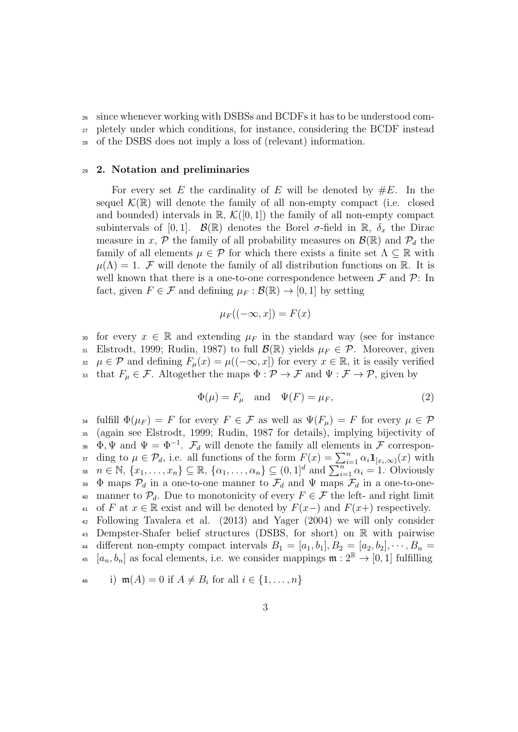since whenever working with DSBSs and BCDFs it has to be understood completely under which conditions, for instance, considering the BCDF instead of the DSBS does not imply a loss of (relevant) information.

## 2. Notation and preliminaries

For every set $E$ the cardinality of $E$ will be denoted by $\#E$. In the sequel $\mathcal{K}(\mathbb{R})$ will denote the family of all non-empty compact (i.e. closed and bounded) intervals in $\mathbb{R}$, $\mathcal{K}([0,1])$ the family of all non-empty compact subintervals of $[0,1]$. $\mathcal{B}(\mathbb{R})$ denotes the Borel $\sigma$-field in $\mathbb{R}$, $\delta_x$ the Dirac measure in $x$, $\mathcal{P}$ the family of all probability measures on $\mathcal{B}(\mathbb{R})$ and $\mathcal{P}_d$ the family of all elements $\mu \in \mathcal{P}$ for which there exists a finite set $\Lambda \subseteq \mathbb{R}$ with $\mu(\Lambda) = 1$. $\mathcal{F}$ will denote the family of all distribution functions on $\mathbb{R}$. It is well known that there is a one-to-one correspondence between $\mathcal{F}$ and $\mathcal{P}$: In fact, given $F \in \mathcal{F}$ and defining $\mu_F : \mathcal{B}(\mathbb{R}) \to [0,1]$ by setting

$$\mu_F((-\infty, x]) = F(x)$$

for every $x \in \mathbb{R}$ and extending $\mu_F$ in the standard way (see for instance Elstrodt, 1999; Rudin, 1987) to full $\mathcal{B}(\mathbb{R})$ yields $\mu_F \in \mathcal{P}$. Moreover, given $\mu \in \mathcal{P}$ and defining $F_\mu(x) = \mu((-\infty, x])$ for every $x \in \mathbb{R}$, it is easily verified that $F_\mu \in \mathcal{F}$. Altogether the maps $\Phi : \mathcal{P} \to \mathcal{F}$ and $\Psi : \mathcal{F} \to \mathcal{P}$, given by

$$\Phi(\mu) = F_\mu \quad \text{and} \quad \Psi(F) = \mu_F, \tag{2}$$

fulfill $\Phi(\mu_F) = F$ for every $F \in \mathcal{F}$ as well as $\Psi(F_\mu) = F$ for every $\mu \in \mathcal{P}$ (again see Elstrodt, 1999; Rudin, 1987 for details), implying bijectivity of $\Phi, \Psi$ and $\Psi = \Phi^{-1}$. $\mathcal{F}_d$ will denote the family all elements in $\mathcal{F}$ corresponding to $\mu \in \mathcal{P}_d$, i.e. all functions of the form $F(x) = \sum_{i=1}^n \alpha_i \mathbf{1}_{[x_i,\infty)}(x)$ with $n \in \mathbb{N}$, $\{x_1, \ldots, x_n\} \subseteq \mathbb{R}$, $\{\alpha_1, \ldots, \alpha_n\} \subseteq (0,1]^d$ and $\sum_{i=1}^n \alpha_i = 1$. Obviously $\Phi$ maps $\mathcal{P}_d$ in a one-to-one manner to $\mathcal{F}_d$ and $\Psi$ maps $\mathcal{F}_d$ in a one-to-one-manner to $\mathcal{P}_d$. Due to monotonicity of every $F \in \mathcal{F}$ the left- and right limit of $F$ at $x \in \mathbb{R}$ exist and will be denoted by $F(x-)$ and $F(x+)$ respectively. Following Tavalera et al. (2013) and Yager (2004) we will only consider Dempster-Shafer belief structures (DSBS, for short) on $\mathbb{R}$ with pairwise different non-empty compact intervals $B_1 = [a_1, b_1], B_2 = [a_2, b_2], \cdots, B_n = [a_n, b_n]$ as focal elements, i.e. we consider mappings $\mathfrak{m} : 2^{\mathbb{R}} \to [0,1]$ fulfilling

i) $\mathfrak{m}(A) = 0$ if $A \neq B_i$ for all $i \in \{1, \ldots, n\}$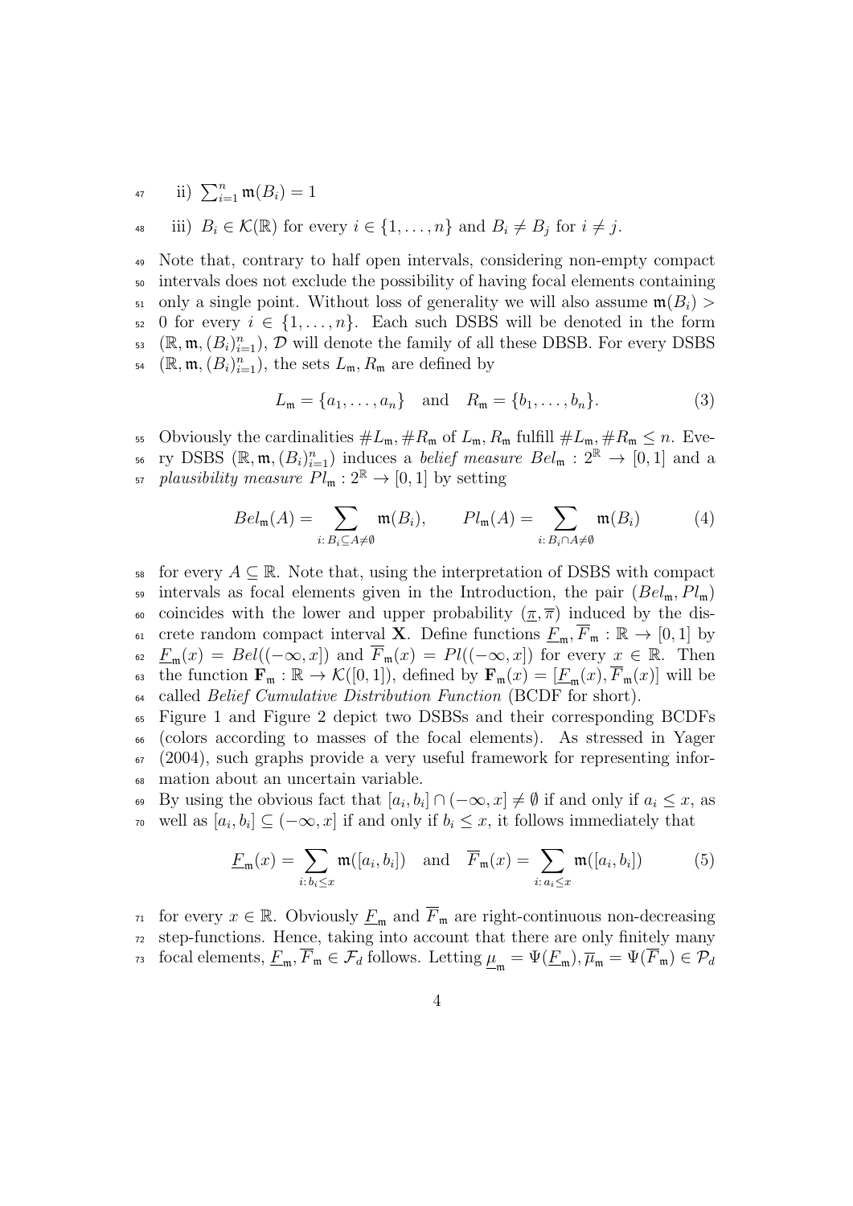ii) $\sum_{i=1}^{n} \mathfrak{m}(B_i) = 1$

iii) $B_i \in \mathcal{K}(\mathbb{R})$ for every $i \in \{1, \ldots, n\}$ and $B_i \neq B_j$ for $i \neq j$.

Note that, contrary to half open intervals, considering non-empty compact intervals does not exclude the possibility of having focal elements containing only a single point. Without loss of generality we will also assume $\mathfrak{m}(B_i) > 0$ for every $i \in \{1, \ldots, n\}$. Each such DSBS will be denoted in the form $(\mathbb{R}, \mathfrak{m}, (B_i)_{i=1}^n)$, $\mathcal{D}$ will denote the family of all these DBSB. For every DSBS $(\mathbb{R}, \mathfrak{m}, (B_i)_{i=1}^n)$, the sets $L_\mathfrak{m}, R_\mathfrak{m}$ are defined by

$$L_\mathfrak{m} = \{a_1, \ldots, a_n\} \quad \text{and} \quad R_\mathfrak{m} = \{b_1, \ldots, b_n\}. \tag{3}$$

Obviously the cardinalities $\#L_\mathfrak{m}, \#R_\mathfrak{m}$ of $L_\mathfrak{m}, R_\mathfrak{m}$ fulfill $\#L_\mathfrak{m}, \#R_\mathfrak{m} \leq n$. Every DSBS $(\mathbb{R}, \mathfrak{m}, (B_i)_{i=1}^n)$ induces a *belief measure* $Bel_\mathfrak{m} : 2^\mathbb{R} \to [0, 1]$ and a *plausibility measure* $Pl_\mathfrak{m} : 2^\mathbb{R} \to [0, 1]$ by setting

$$Bel_\mathfrak{m}(A) = \sum_{i:\, B_i \subseteq A \neq \emptyset} \mathfrak{m}(B_i), \qquad Pl_\mathfrak{m}(A) = \sum_{i:\, B_i \cap A \neq \emptyset} \mathfrak{m}(B_i) \tag{4}$$

for every $A \subseteq \mathbb{R}$. Note that, using the interpretation of DSBS with compact intervals as focal elements given in the Introduction, the pair $(Bel_\mathfrak{m}, Pl_\mathfrak{m})$ coincides with the lower and upper probability $(\underline{\pi}, \overline{\pi})$ induced by the discrete random compact interval $\mathbf{X}$. Define functions $\underline{F}_\mathfrak{m}, \overline{F}_\mathfrak{m} : \mathbb{R} \to [0, 1]$ by $\underline{F}_\mathfrak{m}(x) = Bel((-\infty, x])$ and $\overline{F}_\mathfrak{m}(x) = Pl((-\infty, x])$ for every $x \in \mathbb{R}$. Then the function $\mathbf{F}_\mathfrak{m} : \mathbb{R} \to \mathcal{K}([0, 1])$, defined by $\mathbf{F}_\mathfrak{m}(x) = [\underline{F}_\mathfrak{m}(x), \overline{F}_\mathfrak{m}(x)]$ will be called *Belief Cumulative Distribution Function* (BCDF for short).

Figure 1 and Figure 2 depict two DSBSs and their corresponding BCDFs (colors according to masses of the focal elements). As stressed in Yager (2004), such graphs provide a very useful framework for representing information about an uncertain variable.

By using the obvious fact that $[a_i, b_i] \cap (-\infty, x] \neq \emptyset$ if and only if $a_i \leq x$, as well as $[a_i, b_i] \subseteq (-\infty, x]$ if and only if $b_i \leq x$, it follows immediately that

$$\underline{F}_\mathfrak{m}(x) = \sum_{i:\, b_i \leq x} \mathfrak{m}([a_i, b_i]) \quad \text{and} \quad \overline{F}_\mathfrak{m}(x) = \sum_{i:\, a_i \leq x} \mathfrak{m}([a_i, b_i]) \tag{5}$$

for every $x \in \mathbb{R}$. Obviously $\underline{F}_\mathfrak{m}$ and $\overline{F}_\mathfrak{m}$ are right-continuous non-decreasing step-functions. Hence, taking into account that there are only finitely many focal elements, $\underline{F}_\mathfrak{m}, \overline{F}_\mathfrak{m} \in \mathcal{F}_d$ follows. Letting $\underline{\mu}_\mathfrak{m} = \Psi(\underline{F}_\mathfrak{m}), \overline{\mu}_\mathfrak{m} = \Psi(\overline{F}_\mathfrak{m}) \in \mathcal{P}_d$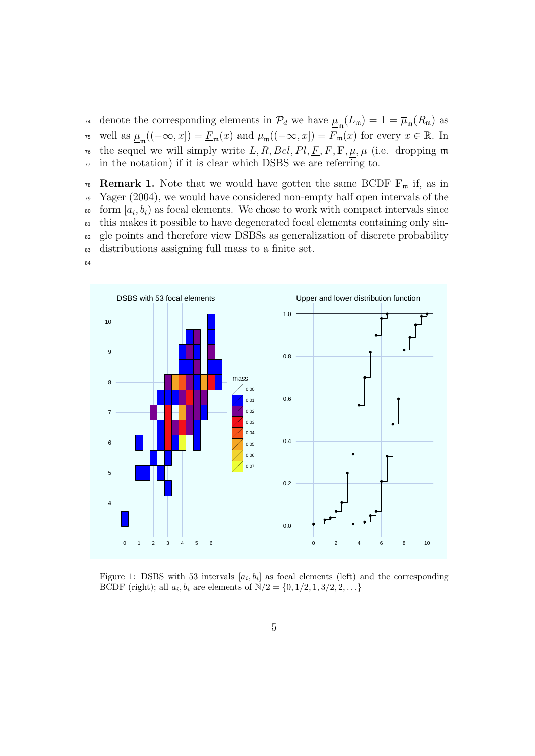denote the corresponding elements in $\mathcal{P}_d$ we have $\underline{\mu}_{\mathfrak{m}}(L_{\mathfrak{m}}) = 1 = \overline{\mu}_{\mathfrak{m}}(R_{\mathfrak{m}})$ as well as $\underline{\mu}_{\mathfrak{m}}((-\infty, x]) = \underline{F}_{\mathfrak{m}}(x)$ and $\overline{\mu}_{\mathfrak{m}}((-\infty, x]) = \overline{F}_{\mathfrak{m}}(x)$ for every $x \in \mathbb{R}$. In the sequel we will simply write $L, R, Bel, Pl, \underline{F}, \overline{F}, \mathbf{F}, \underline{\mu}, \overline{\mu}$ (i.e. dropping $\mathfrak{m}$ in the notation) if it is clear which DSBS we are referring to.

**Remark 1.** Note that we would have gotten the same BCDF $\mathbf{F}_{\mathfrak{m}}$ if, as in Yager (2004), we would have considered non-empty half open intervals of the form $[a_i, b_i)$ as focal elements. We chose to work with compact intervals since this makes it possible to have degenerated focal elements containing only single points and therefore view DSBSs as generalization of discrete probability distributions assigning full mass to a finite set.

Figure 1: DSBS with 53 intervals $[a_i, b_i]$ as focal elements (left) and the corresponding BCDF (right); all $a_i, b_i$ are elements of $\mathbb{N}/2 = \{0, 1/2, 1, 3/2, 2, \ldots\}$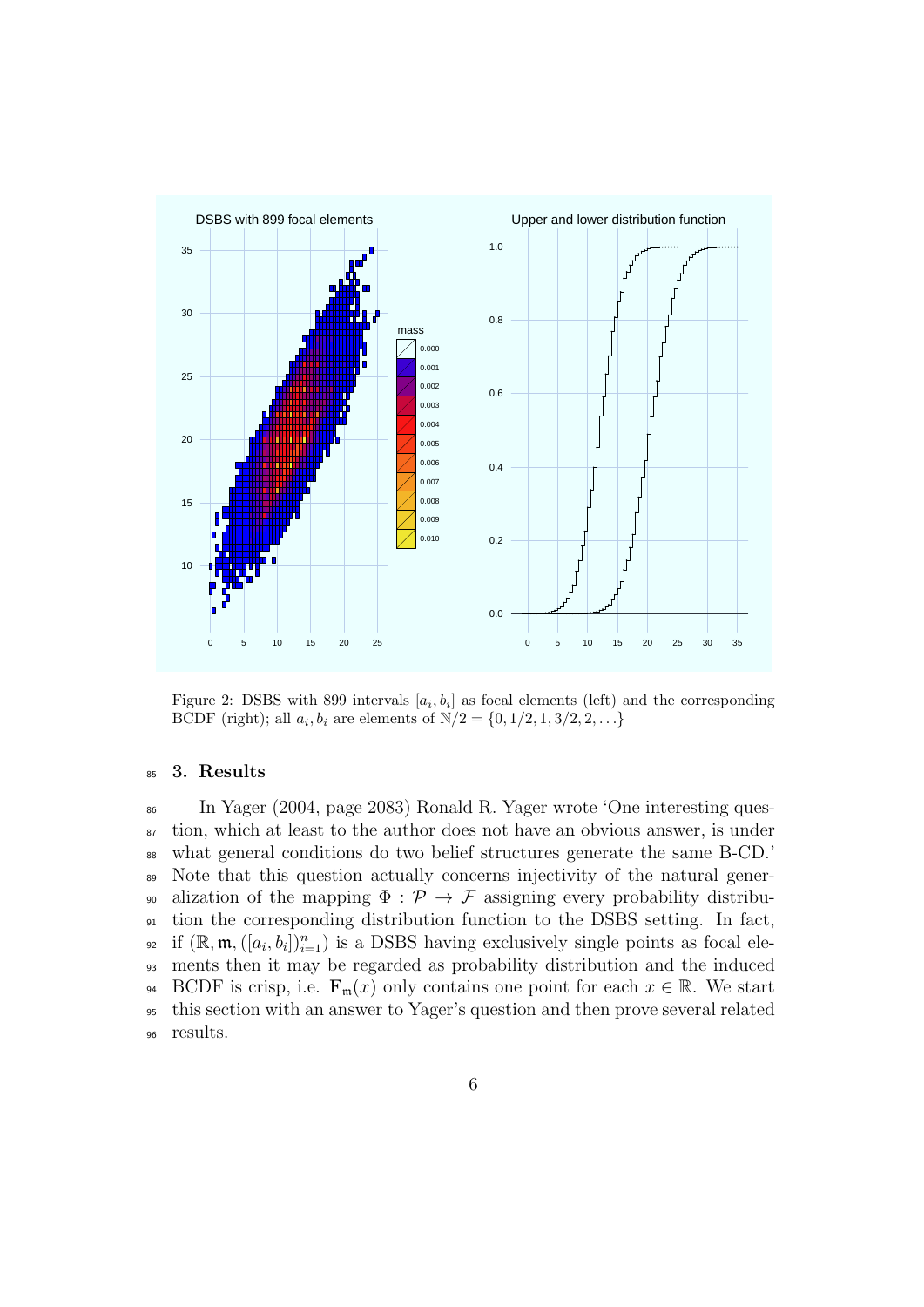Figure 2: DSBS with 899 intervals $[a_i, b_i]$ as focal elements (left) and the corresponding BCDF (right); all $a_i, b_i$ are elements of $\mathbb{N}/2 = \{0, 1/2, 1, 3/2, 2, \ldots\}$

## 3. Results

In Yager (2004, page 2083) Ronald R. Yager wrote 'One interesting question, which at least to the author does not have an obvious answer, is under what general conditions do two belief structures generate the same B-CD.' Note that this question actually concerns injectivity of the natural generalization of the mapping $\Phi : \mathcal{P} \to \mathcal{F}$ assigning every probability distribution the corresponding distribution function to the DSBS setting. In fact, if $(\mathbb{R}, \mathfrak{m}, ([a_i, b_i])_{i=1}^n)$ is a DSBS having exclusively single points as focal elements then it may be regarded as probability distribution and the induced BCDF is crisp, i.e. $\mathbf{F}_\mathfrak{m}(x)$ only contains one point for each $x \in \mathbb{R}$. We start this section with an answer to Yager's question and then prove several related results.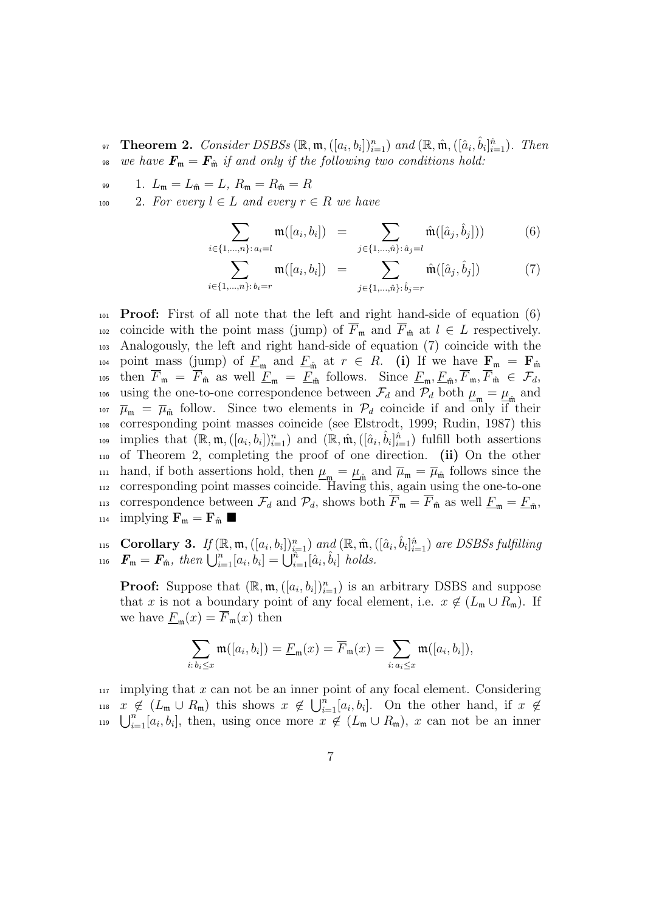**Theorem 2.** *Consider DSBSs $(\mathbb{R}, \mathfrak{m}, ([a_i, b_i])_{i=1}^n)$ and $(\mathbb{R}, \hat{\mathfrak{m}}, ([\hat{a}_i, \hat{b}_i]_{i=1}^{\hat{n}})$. Then we have $\boldsymbol{F}_{\mathfrak{m}} = \boldsymbol{F}_{\hat{\mathfrak{m}}}$ if and only if the following two conditions hold:*

1. $L_{\mathfrak{m}} = L_{\hat{\mathfrak{m}}} = L$, $R_{\mathfrak{m}} = R_{\hat{\mathfrak{m}}} = R$
2. *For every $l \in L$ and every $r \in R$ we have*

$$\sum_{i \in \{1,\dots,n\}:\, a_i = l} \mathfrak{m}([a_i, b_i]) = \sum_{j \in \{1,\dots,\hat{n}\}:\, \hat{a}_j = l} \hat{\mathfrak{m}}([\hat{a}_j, \hat{b}_j])) \tag{6}$$

$$\sum_{i \in \{1,\dots,n\}:\, b_i = r} \mathfrak{m}([a_i, b_i]) = \sum_{j \in \{1,\dots,\hat{n}\}:\, \hat{b}_j = r} \hat{\mathfrak{m}}([\hat{a}_j, \hat{b}_j]) \tag{7}$$

**Proof:** First of all note that the left and right hand-side of equation (6) coincide with the point mass (jump) of $\overline{F}_{\mathfrak{m}}$ and $\overline{F}_{\hat{\mathfrak{m}}}$ at $l \in L$ respectively. Analogously, the left and right hand-side of equation (7) coincide with the point mass (jump) of $\underline{F}_{\mathfrak{m}}$ and $\underline{F}_{\hat{\mathfrak{m}}}$ at $r \in R$. **(i)** If we have $\mathbf{F}_{\mathfrak{m}} = \mathbf{F}_{\hat{\mathfrak{m}}}$ then $\overline{F}_{\mathfrak{m}} = \overline{F}_{\hat{\mathfrak{m}}}$ as well $\underline{F}_{\mathfrak{m}} = \underline{F}_{\hat{\mathfrak{m}}}$ follows. Since $\underline{F}_{\mathfrak{m}}, \underline{F}_{\hat{\mathfrak{m}}}, \overline{F}_{\mathfrak{m}}, \overline{F}_{\hat{\mathfrak{m}}} \in \mathcal{F}_d$, using the one-to-one correspondence between $\mathcal{F}_d$ and $\mathcal{P}_d$ both $\underline{\mu}_{\mathfrak{m}} = \underline{\mu}_{\hat{\mathfrak{m}}}$ and $\overline{\mu}_{\mathfrak{m}} = \overline{\mu}_{\hat{\mathfrak{m}}}$ follow. Since two elements in $\mathcal{P}_d$ coincide if and only if their corresponding point masses coincide (see Elstrodt, 1999; Rudin, 1987) this implies that $(\mathbb{R}, \mathfrak{m}, ([a_i, b_i])_{i=1}^n)$ and $(\mathbb{R}, \hat{\mathfrak{m}}, ([\hat{a}_i, \hat{b}_i]_{i=1}^{\hat{n}})$ fulfill both assertions of Theorem 2, completing the proof of one direction. **(ii)** On the other hand, if both assertions hold, then $\underline{\mu}_{\mathfrak{m}} = \underline{\mu}_{\hat{\mathfrak{m}}}$ and $\overline{\mu}_{\mathfrak{m}} = \overline{\mu}_{\hat{\mathfrak{m}}}$ follows since the corresponding point masses coincide. Having this, again using the one-to-one correspondence between $\mathcal{F}_d$ and $\mathcal{P}_d$, shows both $\overline{F}_{\mathfrak{m}} = \overline{F}_{\hat{\mathfrak{m}}}$ as well $\underline{F}_{\mathfrak{m}} = \underline{F}_{\hat{\mathfrak{m}}}$, implying $\mathbf{F}_{\mathfrak{m}} = \mathbf{F}_{\hat{\mathfrak{m}}}$ ■

**Corollary 3.** *If $(\mathbb{R}, \mathfrak{m}, ([a_i, b_i])_{i=1}^n)$ and $(\mathbb{R}, \hat{\mathfrak{m}}, ([\hat{a}_i, \hat{b}_i]_{i=1}^{\hat{n}})$ are DSBSs fulfilling $\boldsymbol{F}_{\mathfrak{m}} = \boldsymbol{F}_{\hat{\mathfrak{m}}}$, then $\bigcup_{i=1}^n [a_i, b_i] = \bigcup_{i=1}^{\hat{n}} [\hat{a}_i, \hat{b}_i]$ holds.*

**Proof:** Suppose that $(\mathbb{R}, \mathfrak{m}, ([a_i, b_i])_{i=1}^n)$ is an arbitrary DSBS and suppose that $x$ is not a boundary point of any focal element, i.e. $x \notin (L_{\mathfrak{m}} \cup R_{\mathfrak{m}})$. If we have $\underline{F}_{\mathfrak{m}}(x) = \overline{F}_{\mathfrak{m}}(x)$ then

$$\sum_{i:\, b_i \leq x} \mathfrak{m}([a_i, b_i]) = \underline{F}_{\mathfrak{m}}(x) = \overline{F}_{\mathfrak{m}}(x) = \sum_{i:\, a_i \leq x} \mathfrak{m}([a_i, b_i]),$$

implying that $x$ can not be an inner point of any focal element. Considering $x \notin (L_{\mathfrak{m}} \cup R_{\mathfrak{m}})$ this shows $x \notin \bigcup_{i=1}^n [a_i, b_i]$. On the other hand, if $x \notin \bigcup_{i=1}^n [a_i, b_i]$, then, using once more $x \notin (L_{\mathfrak{m}} \cup R_{\mathfrak{m}})$, $x$ can not be an inner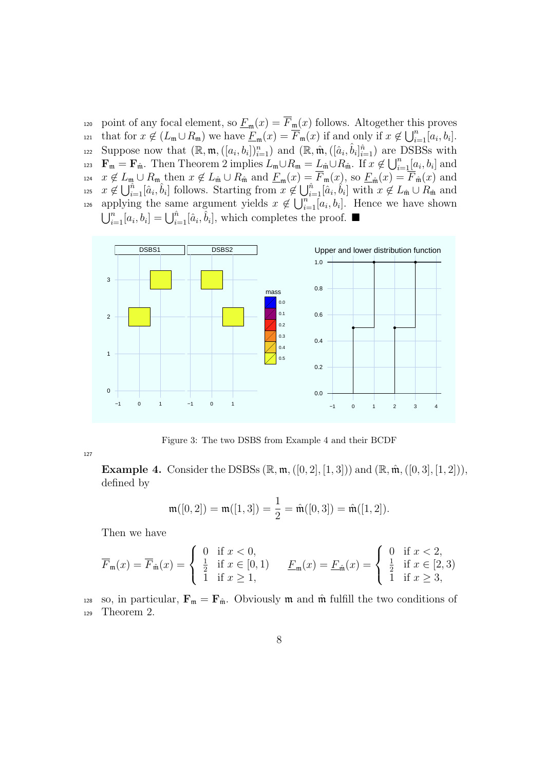point of any focal element, so $\underline{F}_{\mathfrak{m}}(x) = \overline{F}_{\mathfrak{m}}(x)$ follows. Altogether this proves that for $x \notin (L_{\mathfrak{m}} \cup R_{\mathfrak{m}})$ we have $\underline{F}_{\mathfrak{m}}(x) = \overline{F}_{\mathfrak{m}}(x)$ if and only if $x \notin \bigcup_{i=1}^{n}[a_i, b_i]$. Suppose now that $(\mathbb{R}, \mathfrak{m}, ([a_i, b_i])_{i=1}^{n})$ and $(\mathbb{R}, \hat{\mathfrak{m}}, ([\hat{a}_i, \hat{b}_i]_{i=1}^{\hat{n}})$ are DSBSs with $\mathbf{F}_{\mathfrak{m}} = \mathbf{F}_{\hat{\mathfrak{m}}}$. Then Theorem 2 implies $L_{\mathfrak{m}} \cup R_{\mathfrak{m}} = L_{\hat{\mathfrak{m}}} \cup R_{\hat{\mathfrak{m}}}$. If $x \notin \bigcup_{i=1}^{n}[a_i, b_i]$ and $x \notin L_{\mathfrak{m}} \cup R_{\mathfrak{m}}$ then $x \notin L_{\hat{\mathfrak{m}}} \cup R_{\hat{\mathfrak{m}}}$ and $\underline{F}_{\mathfrak{m}}(x) = \overline{F}_{\mathfrak{m}}(x)$, so $\underline{F}_{\hat{\mathfrak{m}}}(x) = \overline{F}_{\hat{\mathfrak{m}}}(x)$ and $x \notin \bigcup_{i=1}^{\hat{n}}[\hat{a}_i, \hat{b}_i]$ follows. Starting from $x \notin \bigcup_{i=1}^{\hat{n}}[\hat{a}_i, \hat{b}_i]$ with $x \notin L_{\hat{\mathfrak{m}}} \cup R_{\hat{\mathfrak{m}}}$ and applying the same argument yields $x \notin \bigcup_{i=1}^{n}[a_i, b_i]$. Hence we have shown $\bigcup_{i=1}^{n}[a_i, b_i] = \bigcup_{i=1}^{\hat{n}}[\hat{a}_i, \hat{b}_i]$, which completes the proof. ■

Figure 3: The two DSBS from Example 4 and their BCDF

**Example 4.** Consider the DSBSs $(\mathbb{R}, \mathfrak{m}, ([0,2],[1,3]))$ and $(\mathbb{R}, \hat{\mathfrak{m}}, ([0,3],[1,2]))$, defined by

$$\mathfrak{m}([0,2]) = \mathfrak{m}([1,3]) = \frac{1}{2} = \hat{\mathfrak{m}}([0,3]) = \hat{\mathfrak{m}}([1,2]).$$

Then we have

$$\overline{F}_{\mathfrak{m}}(x) = \overline{F}_{\hat{\mathfrak{m}}}(x) = \begin{cases} 0 & \text{if } x < 0, \\ \frac{1}{2} & \text{if } x \in [0,1) \\ 1 & \text{if } x \geq 1, \end{cases} \qquad \underline{F}_{\mathfrak{m}}(x) = \underline{F}_{\hat{\mathfrak{m}}}(x) = \begin{cases} 0 & \text{if } x < 2, \\ \frac{1}{2} & \text{if } x \in [2,3) \\ 1 & \text{if } x \geq 3, \end{cases}$$

so, in particular, $\mathbf{F}_{\mathfrak{m}} = \mathbf{F}_{\hat{\mathfrak{m}}}$. Obviously $\mathfrak{m}$ and $\hat{\mathfrak{m}}$ fulfill the two conditions of Theorem 2.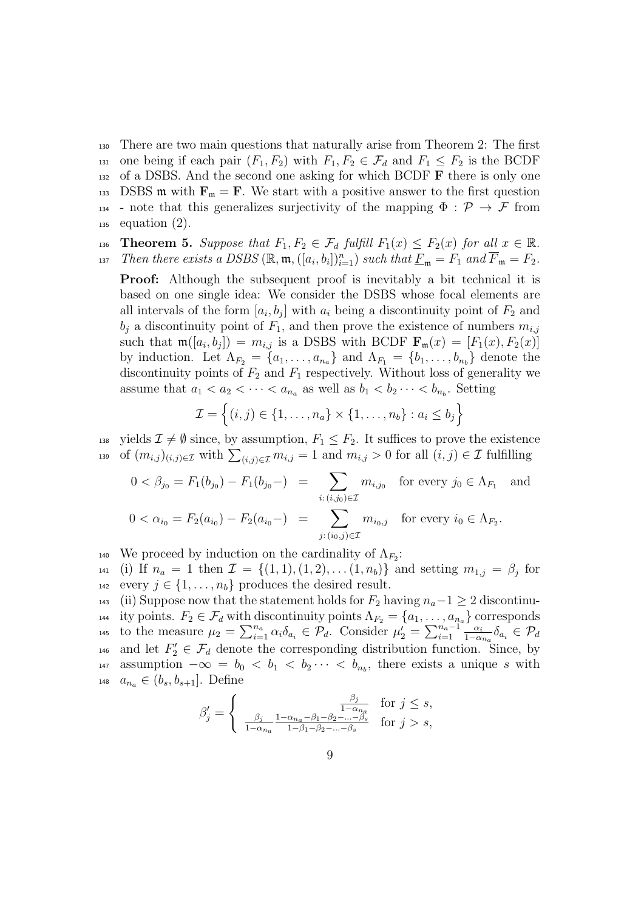There are two main questions that naturally arise from Theorem 2: The first one being if each pair $(F_1, F_2)$ with $F_1, F_2 \in \mathcal{F}_d$ and $F_1 \leq F_2$ is the BCDF of a DSBS. And the second one asking for which BCDF $\mathbf{F}$ there is only one DSBS $\mathfrak{m}$ with $\mathbf{F}_\mathfrak{m} = \mathbf{F}$. We start with a positive answer to the first question - note that this generalizes surjectivity of the mapping $\Phi : \mathcal{P} \to \mathcal{F}$ from equation (2).

**Theorem 5.** *Suppose that $F_1, F_2 \in \mathcal{F}_d$ fulfill $F_1(x) \leq F_2(x)$ for all $x \in \mathbb{R}$. Then there exists a DSBS $(\mathbb{R}, \mathfrak{m}, ([a_i, b_i])_{i=1}^n)$ such that $\underline{F}_\mathfrak{m} = F_1$ and $\overline{F}_\mathfrak{m} = F_2$.*

**Proof:** Although the subsequent proof is inevitably a bit technical it is based on one single idea: We consider the DSBS whose focal elements are all intervals of the form $[a_i, b_j]$ with $a_i$ being a discontinuity point of $F_2$ and $b_j$ a discontinuity point of $F_1$, and then prove the existence of numbers $m_{i,j}$ such that $\mathfrak{m}([a_i, b_j]) = m_{i,j}$ is a DSBS with BCDF $\mathbf{F}_\mathfrak{m}(x) = [F_1(x), F_2(x)]$ by induction. Let $\Lambda_{F_2} = \{a_1, \ldots, a_{n_a}\}$ and $\Lambda_{F_1} = \{b_1, \ldots, b_{n_b}\}$ denote the discontinuity points of $F_2$ and $F_1$ respectively. Without loss of generality we assume that $a_1 < a_2 < \cdots < a_{n_a}$ as well as $b_1 < b_2 \cdots < b_{n_b}$. Setting

$$\mathcal{I} = \Big\{(i,j) \in \{1, \ldots, n_a\} \times \{1, \ldots, n_b\} : a_i \leq b_j\Big\}$$

yields $\mathcal{I} \neq \emptyset$ since, by assumption, $F_1 \leq F_2$. It suffices to prove the existence of $(m_{i,j})_{(i,j)\in\mathcal{I}}$ with $\sum_{(i,j)\in\mathcal{I}} m_{i,j} = 1$ and $m_{i,j} > 0$ for all $(i,j) \in \mathcal{I}$ fulfilling

$$\begin{aligned}
0 < \beta_{j_0} = F_1(b_{j_0}) - F_1(b_{j_0}-) &= \sum_{i:\,(i,j_0)\in\mathcal{I}} m_{i,j_0} \quad \text{for every } j_0 \in \Lambda_{F_1} \quad \text{and} \\
0 < \alpha_{i_0} = F_2(a_{i_0}) - F_2(a_{i_0}-) &= \sum_{j:\,(i_0,j)\in\mathcal{I}} m_{i_0,j} \quad \text{for every } i_0 \in \Lambda_{F_2}.
\end{aligned}$$

We proceed by induction on the cardinality of $\Lambda_{F_2}$:

(i) If $n_a = 1$ then $\mathcal{I} = \{(1,1), (1,2), \ldots (1, n_b)\}$ and setting $m_{1,j} = \beta_j$ for every $j \in \{1, \ldots, n_b\}$ produces the desired result.

(ii) Suppose now that the statement holds for $F_2$ having $n_a - 1 \geq 2$ discontinuity points. $F_2 \in \mathcal{F}_d$ with discontinuity points $\Lambda_{F_2} = \{a_1, \ldots, a_{n_a}\}$ corresponds to the measure $\mu_2 = \sum_{i=1}^{n_a} \alpha_i \delta_{a_i} \in \mathcal{P}_d$. Consider $\mu_2' = \sum_{i=1}^{n_a - 1} \frac{\alpha_i}{1-\alpha_{n_a}} \delta_{a_i} \in \mathcal{P}_d$ and let $F_2' \in \mathcal{F}_d$ denote the corresponding distribution function. Since, by assumption $-\infty = b_0 < b_1 < b_2 \cdots < b_{n_b}$, there exists a unique $s$ with $a_{n_a} \in (b_s, b_{s+1}]$. Define

$$\beta_j' = \begin{cases} \dfrac{\beta_j}{1-\alpha_{n_a}} & \text{for } j \leq s, \\[2ex] \dfrac{\beta_j}{1-\alpha_{n_a}} \dfrac{1-\alpha_{n_a} - \beta_1 - \beta_2 - \ldots - \beta_s}{1 - \beta_1 - \beta_2 - \ldots - \beta_s} & \text{for } j > s, \end{cases}$$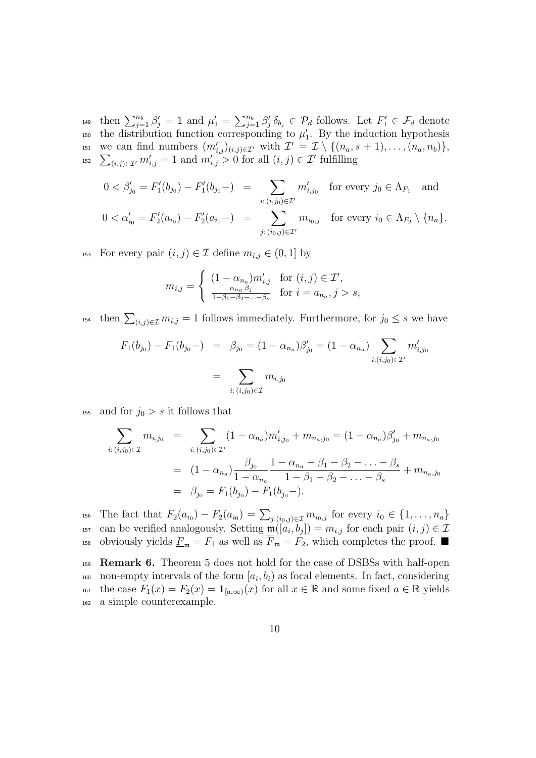then $\sum_{j=1}^{n_b} \beta'_j = 1$ and $\mu'_1 = \sum_{j=1}^{n_b} \beta'_j \delta_{b_j} \in \mathcal{P}_d$ follows. Let $F'_1 \in \mathcal{F}_d$ denote the distribution function corresponding to $\mu'_1$. By the induction hypothesis we can find numbers $(m'_{i,j})_{(i,j)\in\mathcal{I}'}$ with $\mathcal{I}' = \mathcal{I} \setminus \{(n_a, s+1), \ldots, (n_a, n_b)\}$, $\sum_{(i,j)\in\mathcal{I}'} m'_{i,j} = 1$ and $m'_{i,j} > 0$ for all $(i,j) \in \mathcal{I}'$ fulfilling

$$
\begin{aligned}
0 < \beta'_{j_0} = F'_1(b_{j_0}) - F'_1(b_{j_0}-) &= \sum_{i:\,(i,j_0)\in\mathcal{I}'} m'_{i,j_0} \quad \text{for every } j_0 \in \Lambda_{F_1} \quad \text{and} \\
0 < \alpha'_{i_0} = F'_2(a_{i_0}) - F'_2(a_{i_0}-) &= \sum_{j:\,(i_0,j)\in\mathcal{I}'} m_{i_0,j} \quad \text{for every } i_0 \in \Lambda_{F_2} \setminus \{n_a\}.
\end{aligned}
$$

For every pair $(i,j) \in \mathcal{I}$ define $m_{i,j} \in (0,1]$ by

$$
m_{i,j} = \begin{cases} (1-\alpha_{n_a}) m'_{i,j} & \text{for } (i,j) \in \mathcal{I}', \\ \frac{\alpha_{n_a}\beta_j}{1-\beta_1-\beta_2-\ldots-\beta_s} & \text{for } i = a_{n_a}, j > s, \end{cases}
$$

then $\sum_{(i,j)\in\mathcal{I}} m_{i,j} = 1$ follows immediately. Furthermore, for $j_0 \leq s$ we have

$$
\begin{aligned}
F_1(b_{j_0}) - F_1(b_{j_0}-) &= \beta_{j_0} = (1-\alpha_{n_a})\beta'_{j_0} = (1-\alpha_{n_a}) \sum_{i:(i,j_0)\in\mathcal{I}'} m'_{i,j_0} \\
&= \sum_{i:\,(i,j_0)\in\mathcal{I}} m_{i,j_0}
\end{aligned}
$$

and for $j_0 > s$ it follows that

$$
\begin{aligned}
\sum_{i:\,(i,j_0)\in\mathcal{I}} m_{i,j_0} &= \sum_{i:\,(i,j_0)\in\mathcal{I}'} (1-\alpha_{n_a}) m'_{i,j_0} + m_{n_a,j_0} = (1-\alpha_{n_a})\beta'_{j_0} + m_{n_a,j_0} \\
&= (1-\alpha_{n_a}) \frac{\beta_{j_0}}{1-\alpha_{n_a}} \frac{1-\alpha_{n_a}-\beta_1-\beta_2-\ldots-\beta_s}{1-\beta_1-\beta_2-\ldots-\beta_s} + m_{n_a,j_0} \\
&= \beta_{j_0} = F_1(b_{j_0}) - F_1(b_{j_0}-).
\end{aligned}
$$

The fact that $F_2(a_{i_0}) - F_2(a_{i_0}) = \sum_{j:(i_0,j)\in\mathcal{I}} m_{i_0,j}$ for every $i_0 \in \{1, \ldots, n_a\}$ can be verified analogously. Setting $\mathfrak{m}([a_i, b_j]) = m_{i,j}$ for each pair $(i,j) \in \mathcal{I}$ obviously yields $\underline{F}_{\mathfrak{m}} = F_1$ as well as $\overline{F}_{\mathfrak{m}} = F_2$, which completes the proof. ■

**Remark 6.** Theorem 5 does not hold for the case of DSBSs with half-open non-empty intervals of the form $[a_i, b_i)$ as focal elements. In fact, considering the case $F_1(x) = F_2(x) = \mathbf{1}_{[a,\infty)}(x)$ for all $x \in \mathbb{R}$ and some fixed $a \in \mathbb{R}$ yields a simple counterexample.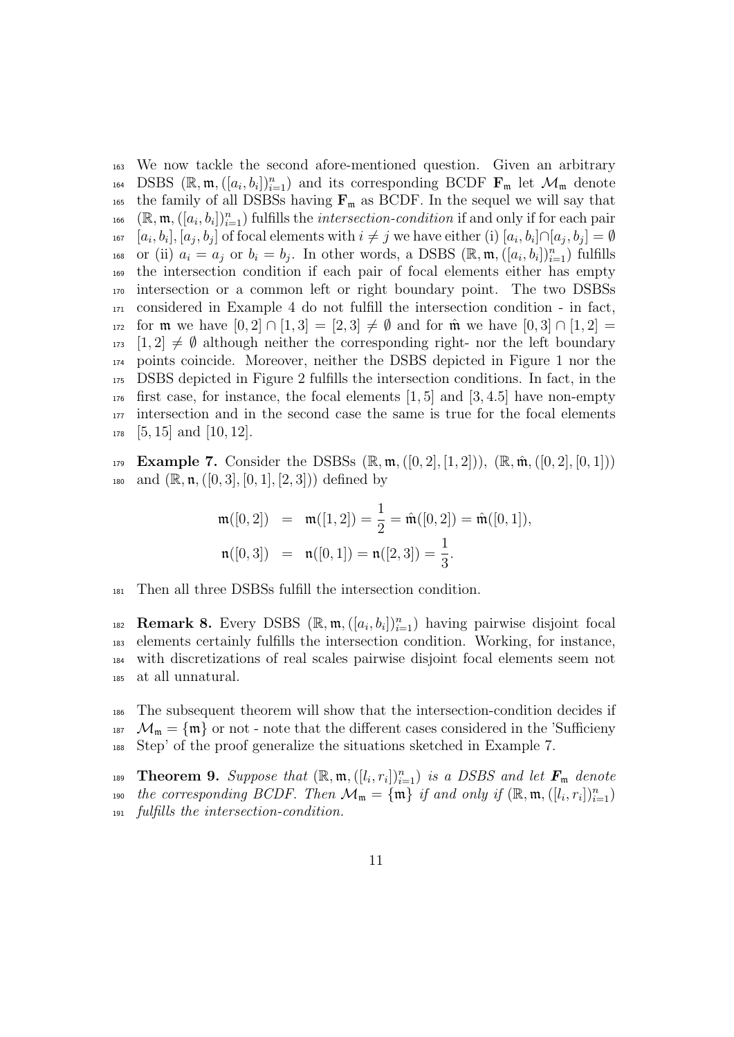We now tackle the second afore-mentioned question. Given an arbitrary DSBS $(\mathbb{R}, \mathfrak{m}, ([a_i, b_i])_{i=1}^n)$ and its corresponding BCDF $\mathbf{F}_\mathfrak{m}$ let $\mathcal{M}_\mathfrak{m}$ denote the family of all DSBSs having $\mathbf{F}_\mathfrak{m}$ as BCDF. In the sequel we will say that $(\mathbb{R}, \mathfrak{m}, ([a_i, b_i])_{i=1}^n)$ fulfills the *intersection-condition* if and only if for each pair $[a_i, b_i], [a_j, b_j]$ of focal elements with $i \neq j$ we have either (i) $[a_i, b_i] \cap [a_j, b_j] = \emptyset$ or (ii) $a_i = a_j$ or $b_i = b_j$. In other words, a DSBS $(\mathbb{R}, \mathfrak{m}, ([a_i, b_i])_{i=1}^n)$ fulfills the intersection condition if each pair of focal elements either has empty intersection or a common left or right boundary point. The two DSBSs considered in Example 4 do not fulfill the intersection condition - in fact, for $\mathfrak{m}$ we have $[0, 2] \cap [1, 3] = [2, 3] \neq \emptyset$ and for $\hat{\mathfrak{m}}$ we have $[0, 3] \cap [1, 2] = [1, 2] \neq \emptyset$ although neither the corresponding right- nor the left boundary points coincide. Moreover, neither the DSBS depicted in Figure 1 nor the DSBS depicted in Figure 2 fulfills the intersection conditions. In fact, in the first case, for instance, the focal elements $[1, 5]$ and $[3, 4.5]$ have non-empty intersection and in the second case the same is true for the focal elements $[5, 15]$ and $[10, 12]$.

**Example 7.** Consider the DSBSs $(\mathbb{R}, \mathfrak{m}, ([0, 2], [1, 2]))$, $(\mathbb{R}, \hat{\mathfrak{m}}, ([0, 2], [0, 1]))$ and $(\mathbb{R}, \mathfrak{n}, ([0, 3], [0, 1], [2, 3]))$ defined by

$$
\begin{aligned}
\mathfrak{m}([0, 2]) &= \mathfrak{m}([1, 2]) = \frac{1}{2} = \hat{\mathfrak{m}}([0, 2]) = \hat{\mathfrak{m}}([0, 1]), \\
\mathfrak{n}([0, 3]) &= \mathfrak{n}([0, 1]) = \mathfrak{n}([2, 3]) = \frac{1}{3}.
\end{aligned}
$$

Then all three DSBSs fulfill the intersection condition.

**Remark 8.** Every DSBS $(\mathbb{R}, \mathfrak{m}, ([a_i, b_i])_{i=1}^n)$ having pairwise disjoint focal elements certainly fulfills the intersection condition. Working, for instance, with discretizations of real scales pairwise disjoint focal elements seem not at all unnatural.

The subsequent theorem will show that the intersection-condition decides if $\mathcal{M}_\mathfrak{m} = \{\mathfrak{m}\}$ or not - note that the different cases considered in the 'Sufficieny Step' of the proof generalize the situations sketched in Example 7.

**Theorem 9.** *Suppose that $(\mathbb{R}, \mathfrak{m}, ([l_i, r_i])_{i=1}^n)$ is a DSBS and let $\boldsymbol{F}_\mathfrak{m}$ denote the corresponding BCDF. Then $\mathcal{M}_\mathfrak{m} = \{\mathfrak{m}\}$ if and only if $(\mathbb{R}, \mathfrak{m}, ([l_i, r_i])_{i=1}^n)$ fulfills the intersection-condition.*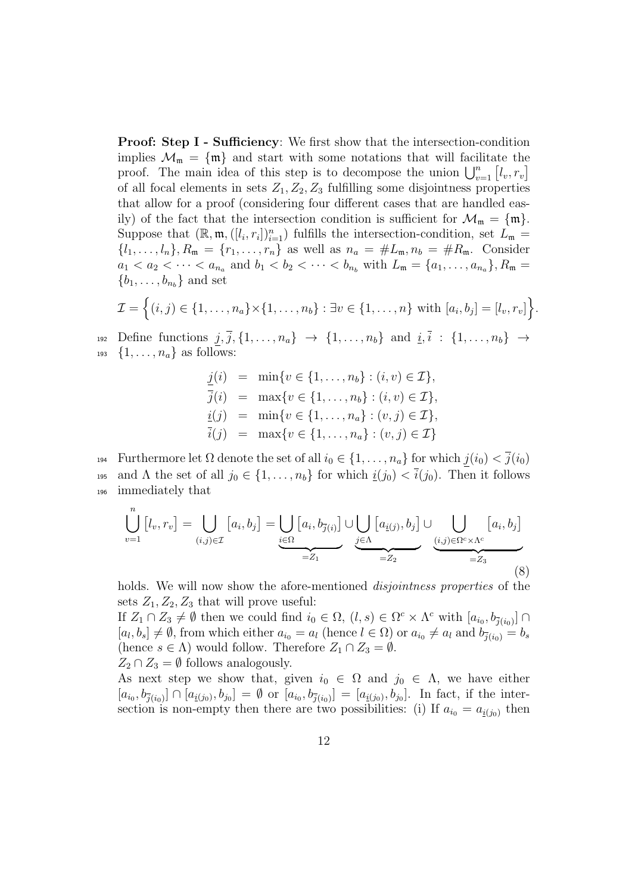**Proof: Step I - Sufficiency**: We first show that the intersection-condition implies $\mathcal{M}_{\mathfrak{m}} = \{\mathfrak{m}\}$ and start with some notations that will facilitate the proof. The main idea of this step is to decompose the union $\bigcup_{v=1}^{n} [l_v, r_v]$ of all focal elements in sets $Z_1, Z_2, Z_3$ fulfilling some disjointness properties that allow for a proof (considering four different cases that are handled easily) of the fact that the intersection condition is sufficient for $\mathcal{M}_{\mathfrak{m}} = \{\mathfrak{m}\}$. Suppose that $(\mathbb{R}, \mathfrak{m}, ([l_i, r_i])_{i=1}^n)$ fulfills the intersection-condition, set $L_{\mathfrak{m}} = \{l_1, \ldots, l_n\}, R_{\mathfrak{m}} = \{r_1, \ldots, r_n\}$ as well as $n_a = \#L_{\mathfrak{m}}, n_b = \#R_{\mathfrak{m}}$. Consider $a_1 < a_2 < \cdots < a_{n_a}$ and $b_1 < b_2 < \cdots < b_{n_b}$ with $L_{\mathfrak{m}} = \{a_1, \ldots, a_{n_a}\}, R_{\mathfrak{m}} = \{b_1, \ldots, b_{n_b}\}$ and set

$$\mathcal{I} = \Big\{(i,j) \in \{1, \ldots, n_a\} \times \{1, \ldots, n_b\} : \exists v \in \{1, \ldots, n\} \text{ with } [a_i, b_j] = [l_v, r_v]\Big\}.$$

Define functions $\underline{j}, \overline{j}, \{1, \ldots, n_a\} \to \{1, \ldots, n_b\}$ and $\underline{i}, \overline{i} : \{1, \ldots, n_b\} \to \{1, \ldots, n_a\}$ as follows:

$$\begin{aligned}
\underline{j}(i) &= \min\{v \in \{1, \ldots, n_b\} : (i, v) \in \mathcal{I}\}, \\
\overline{j}(i) &= \max\{v \in \{1, \ldots, n_b\} : (i, v) \in \mathcal{I}\}, \\
\underline{i}(j) &= \min\{v \in \{1, \ldots, n_a\} : (v, j) \in \mathcal{I}\}, \\
\overline{i}(j) &= \max\{v \in \{1, \ldots, n_a\} : (v, j) \in \mathcal{I}\}
\end{aligned}$$

Furthermore let $\Omega$ denote the set of all $i_0 \in \{1, \ldots, n_a\}$ for which $\underline{j}(i_0) < \overline{j}(i_0)$ and $\Lambda$ the set of all $j_0 \in \{1, \ldots, n_b\}$ for which $\underline{i}(j_0) < \overline{i}(j_0)$. Then it follows immediately that

$$\bigcup_{v=1}^{n} [l_v, r_v] = \bigcup_{(i,j) \in \mathcal{I}} [a_i, b_j] = \underbrace{\bigcup_{i \in \Omega} [a_i, b_{\overline{j}(i)}]}_{=Z_1} \cup \underbrace{\bigcup_{j \in \Lambda} [a_{\underline{i}(j)}, b_j]}_{=Z_2} \cup \underbrace{\bigcup_{(i,j) \in \Omega^c \times \Lambda^c} [a_i, b_j]}_{=Z_3} \tag{8}$$

holds. We will now show the afore-mentioned *disjointness properties* of the sets $Z_1, Z_2, Z_3$ that will prove useful:

If $Z_1 \cap Z_3 \neq \emptyset$ then we could find $i_0 \in \Omega$, $(l, s) \in \Omega^c \times \Lambda^c$ with $[a_{i_0}, b_{\overline{j}(i_0)}] \cap [a_l, b_s] \neq \emptyset$, from which either $a_{i_0} = a_l$ (hence $l \in \Omega$) or $a_{i_0} \neq a_l$ and $b_{\overline{j}(i_0)} = b_s$ (hence $s \in \Lambda$) would follow. Therefore $Z_1 \cap Z_3 = \emptyset$.

$Z_2 \cap Z_3 = \emptyset$ follows analogously.

As next step we show that, given $i_0 \in \Omega$ and $j_0 \in \Lambda$, we have either $[a_{i_0}, b_{\overline{j}(i_0)}] \cap [a_{\underline{i}(j_0)}, b_{j_0}] = \emptyset$ or $[a_{i_0}, b_{\overline{j}(i_0)}] = [a_{\underline{i}(j_0)}, b_{j_0}]$. In fact, if the intersection is non-empty then there are two possibilities: (i) If $a_{i_0} = a_{\underline{i}(j_0)}$ then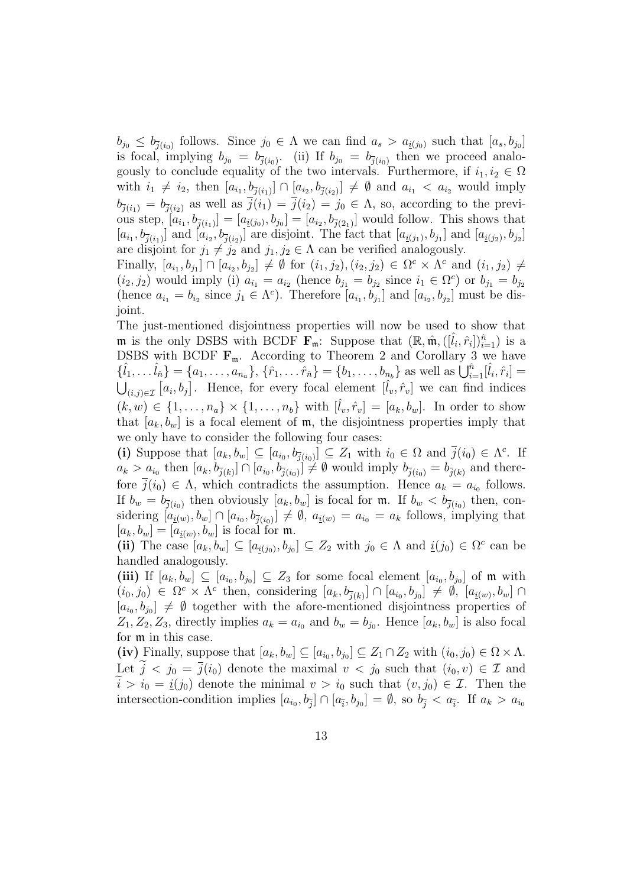$b_{j_0} \leq b_{\overline{j}(i_0)}$ follows. Since $j_0 \in \Lambda$ we can find $a_s > a_{\underline{i}(j_0)}$ such that $[a_s, b_{j_0}]$ is focal, implying $b_{j_0} = b_{\overline{j}(i_0)}$. (ii) If $b_{j_0} = b_{\overline{j}(i_0)}$ then we proceed analogously to conclude equality of the two intervals. Furthermore, if $i_1, i_2 \in \Omega$ with $i_1 \neq i_2$, then $[a_{i_1}, b_{\overline{j}(i_1)}] \cap [a_{i_2}, b_{\overline{j}(i_2)}] \neq \emptyset$ and $a_{i_1} < a_{i_2}$ would imply $b_{\overline{j}(i_1)} = b_{\overline{j}(i_2)}$ as well as $\overline{j}(i_1) = \overline{j}(i_2) = j_0 \in \Lambda$, so, according to the previous step, $[a_{i_1}, b_{\overline{j}(i_1)}] = [a_{\underline{i}(j_0)}, b_{j_0}] = [a_{i_2}, b_{\overline{j}(2_1)}]$ would follow. This shows that $[a_{i_1}, b_{\overline{j}(i_1)}]$ and $[a_{i_2}, b_{\overline{j}(i_2)}]$ are disjoint. The fact that $[a_{\underline{i}(j_1)}, b_{j_1}]$ and $[a_{\underline{i}(j_2)}, b_{j_2}]$ are disjoint for $j_1 \neq j_2$ and $j_1, j_2 \in \Lambda$ can be verified analogously.
Finally, $[a_{i_1}, b_{j_1}] \cap [a_{i_2}, b_{j_2}] \neq \emptyset$ for $(i_1, j_2), (i_2, j_2) \in \Omega^c \times \Lambda^c$ and $(i_1, j_2) \neq (i_2, j_2)$ would imply (i) $a_{i_1} = a_{i_2}$ (hence $b_{j_1} = b_{j_2}$ since $i_1 \in \Omega^c$) or $b_{j_1} = b_{j_2}$ (hence $a_{i_1} = b_{i_2}$ since $j_1 \in \Lambda^c$). Therefore $[a_{i_1}, b_{j_1}]$ and $[a_{i_2}, b_{j_2}]$ must be disjoint.
The just-mentioned disjointness properties will now be used to show that $\mathfrak{m}$ is the only DSBS with BCDF $\mathbf{F}_{\mathfrak{m}}$: Suppose that $(\mathbb{R}, \hat{\mathfrak{m}}, ([\hat{l}_i, \hat{r}_i])_{i=1}^{\hat{n}})$ is a DSBS with BCDF $\mathbf{F}_{\mathfrak{m}}$. According to Theorem 2 and Corollary 3 we have $\{\hat{l}_1, \ldots \hat{l}_{\hat{n}}\} = \{a_1, \ldots, a_{n_a}\}$, $\{\hat{r}_1, \ldots \hat{r}_{\hat{n}}\} = \{b_1, \ldots, b_{n_b}\}$ as well as $\bigcup_{i=1}^{\hat{n}} [\hat{l}_i, \hat{r}_i] = \bigcup_{(i,j) \in \mathcal{I}} [a_i, b_j]$. Hence, for every focal element $[\hat{l}_v, \hat{r}_v]$ we can find indices $(k, w) \in \{1, \ldots, n_a\} \times \{1, \ldots, n_b\}$ with $[\hat{l}_v, \hat{r}_v] = [a_k, b_w]$. In order to show that $[a_k, b_w]$ is a focal element of $\mathfrak{m}$, the disjointness properties imply that we only have to consider the following four cases:
**(i)** Suppose that $[a_k, b_w] \subseteq [a_{i_0}, b_{\overline{j}(i_0)}] \subseteq Z_1$ with $i_0 \in \Omega$ and $\overline{j}(i_0) \in \Lambda^c$. If $a_k > a_{i_0}$ then $[a_k, b_{\overline{j}(k)}] \cap [a_{i_0}, b_{\overline{j}(i_0)}] \neq \emptyset$ would imply $b_{\overline{j}(i_0)} = b_{\overline{j}(k)}$ and therefore $\overline{j}(i_0) \in \Lambda$, which contradicts the assumption. Hence $a_k = a_{i_0}$ follows. If $b_w = b_{\overline{j}(i_0)}$ then obviously $[a_k, b_w]$ is focal for $\mathfrak{m}$. If $b_w < b_{\overline{j}(i_0)}$ then, considering $[a_{\underline{i}(w)}, b_w] \cap [a_{i_0}, b_{\overline{j}(i_0)}] \neq \emptyset$, $a_{\underline{i}(w)} = a_{i_0} = a_k$ follows, implying that $[a_k, b_w] = [a_{\underline{i}(w)}, b_w]$ is focal for $\mathfrak{m}$.
**(ii)** The case $[a_k, b_w] \subseteq [a_{\underline{i}(j_0)}, b_{j_0}] \subseteq Z_2$ with $j_0 \in \Lambda$ and $\underline{i}(j_0) \in \Omega^c$ can be handled analogously.
**(iii)** If $[a_k, b_w] \subseteq [a_{i_0}, b_{j_0}] \subseteq Z_3$ for some focal element $[a_{i_0}, b_{j_0}]$ of $\mathfrak{m}$ with $(i_0, j_0) \in \Omega^c \times \Lambda^c$ then, considering $[a_k, b_{\overline{j}(k)}] \cap [a_{i_0}, b_{j_0}] \neq \emptyset$, $[a_{\underline{i}(w)}, b_w] \cap [a_{i_0}, b_{j_0}] \neq \emptyset$ together with the afore-mentioned disjointness properties of $Z_1, Z_2, Z_3$, directly implies $a_k = a_{i_0}$ and $b_w = b_{j_0}$. Hence $[a_k, b_w]$ is also focal for $\mathfrak{m}$ in this case.
**(iv)** Finally, suppose that $[a_k, b_w] \subseteq [a_{i_0}, b_{j_0}] \subseteq Z_1 \cap Z_2$ with $(i_0, j_0) \in \Omega \times \Lambda$. Let $\widetilde{j} < j_0 = \overline{j}(i_0)$ denote the maximal $v < j_0$ such that $(i_0, v) \in \mathcal{I}$ and $\widetilde{i} > i_0 = \underline{i}(j_0)$ denote the minimal $v > i_0$ such that $(v, j_0) \in \mathcal{I}$. Then the intersection-condition implies $[a_{i_0}, b_{\widetilde{j}}] \cap [a_{\widetilde{i}}, b_{j_0}] = \emptyset$, so $b_{\widetilde{j}} < a_{\widetilde{i}}$. If $a_k > a_{i_0}$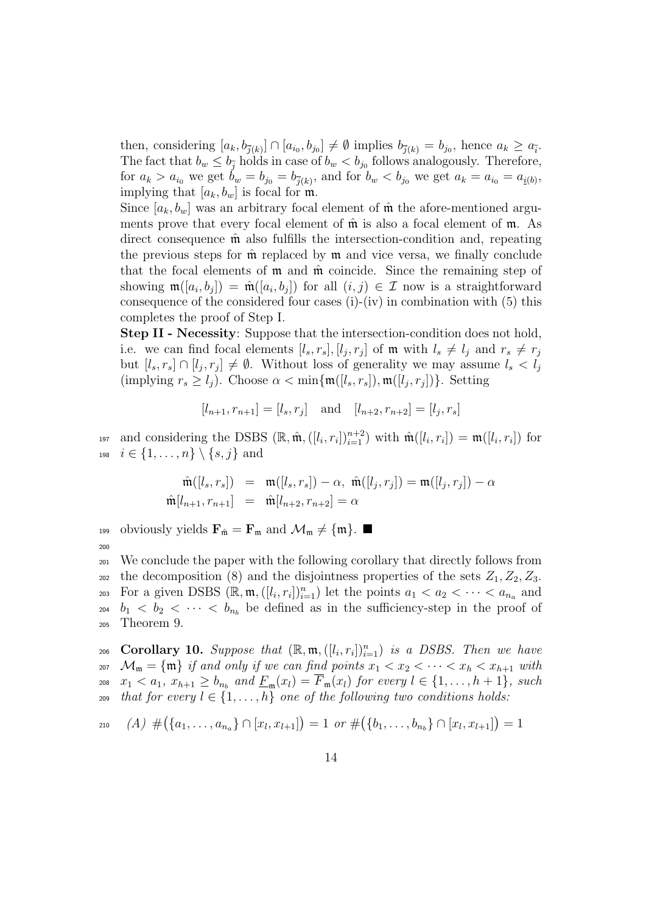then, considering $[a_k, b_{\overline{j}(k)}] \cap [a_{i_0}, b_{j_0}] \neq \emptyset$ implies $b_{\overline{j}(k)} = b_{j_0}$, hence $a_k \geq a_{\overline{i}}$. The fact that $b_w \leq b_{\overline{j}}$ holds in case of $b_w < b_{j_0}$ follows analogously. Therefore, for $a_k > a_{i_0}$ we get $b_w = b_{j_0} = b_{\overline{j}(k)}$, and for $b_w < b_{j_0}$ we get $a_k = a_{i_0} = a_{\underline{i}(b)}$, implying that $[a_k, b_w]$ is focal for $\mathfrak{m}$.

Since $[a_k, b_w]$ was an arbitrary focal element of $\hat{\mathfrak{m}}$ the afore-mentioned arguments prove that every focal element of $\hat{\mathfrak{m}}$ is also a focal element of $\mathfrak{m}$. As direct consequence $\hat{\mathfrak{m}}$ also fulfills the intersection-condition and, repeating the previous steps for $\hat{\mathfrak{m}}$ replaced by $\mathfrak{m}$ and vice versa, we finally conclude that the focal elements of $\mathfrak{m}$ and $\hat{\mathfrak{m}}$ coincide. Since the remaining step of showing $\mathfrak{m}([a_i, b_j]) = \hat{\mathfrak{m}}([a_i, b_j])$ for all $(i,j) \in \mathcal{I}$ now is a straightforward consequence of the considered four cases (i)-(iv) in combination with (5) this completes the proof of Step I.

**Step II - Necessity**: Suppose that the intersection-condition does not hold, i.e. we can find focal elements $[l_s, r_s], [l_j, r_j]$ of $\mathfrak{m}$ with $l_s \neq l_j$ and $r_s \neq r_j$ but $[l_s, r_s] \cap [l_j, r_j] \neq \emptyset$. Without loss of generality we may assume $l_s < l_j$ (implying $r_s \geq l_j$). Choose $\alpha < \min\{\mathfrak{m}([l_s, r_s]), \mathfrak{m}([l_j, r_j])\}$. Setting

$$[l_{n+1}, r_{n+1}] = [l_s, r_j] \quad \text{and} \quad [l_{n+2}, r_{n+2}] = [l_j, r_s]$$

and considering the DSBS $(\mathbb{R}, \hat{\mathfrak{m}}, ([l_i, r_i])_{i=1}^{n+2})$ with $\hat{\mathfrak{m}}([l_i, r_i]) = \mathfrak{m}([l_i, r_i])$ for $i \in \{1, \ldots, n\} \setminus \{s, j\}$ and

$$\begin{aligned}
\hat{\mathfrak{m}}([l_s, r_s]) &= \mathfrak{m}([l_s, r_s]) - \alpha, \ \hat{\mathfrak{m}}([l_j, r_j]) = \mathfrak{m}([l_j, r_j]) - \alpha \\
\hat{\mathfrak{m}}[l_{n+1}, r_{n+1}] &= \hat{\mathfrak{m}}[l_{n+2}, r_{n+2}] = \alpha
\end{aligned}$$

obviously yields $\mathbf{F}_{\hat{\mathfrak{m}}} = \mathbf{F}_{\mathfrak{m}}$ and $\mathcal{M}_{\mathfrak{m}} \neq \{\mathfrak{m}\}$. ■

We conclude the paper with the following corollary that directly follows from the decomposition (8) and the disjointness properties of the sets $Z_1, Z_2, Z_3$. For a given DSBS $(\mathbb{R}, \mathfrak{m}, ([l_i, r_i])_{i=1}^n)$ let the points $a_1 < a_2 < \cdots < a_{n_a}$ and $b_1 < b_2 < \cdots < b_{n_b}$ be defined as in the sufficiency-step in the proof of Theorem 9.

**Corollary 10.** *Suppose that $(\mathbb{R}, \mathfrak{m}, ([l_i, r_i])_{i=1}^n)$ is a DSBS. Then we have $\mathcal{M}_{\mathfrak{m}} = \{\mathfrak{m}\}$ if and only if we can find points $x_1 < x_2 < \cdots < x_h < x_{h+1}$ with $x_1 < a_1$, $x_{h+1} \geq b_{n_b}$ and $\underline{F}_{\mathfrak{m}}(x_l) = \overline{F}_{\mathfrak{m}}(x_l)$ for every $l \in \{1, \ldots, h+1\}$, such that for every $l \in \{1, \ldots, h\}$ one of the following two conditions holds:*

*(A)* $\#(\{a_1, \ldots, a_{n_a}\} \cap [x_l, x_{l+1}]) = 1$ *or* $\#(\{b_1, \ldots, b_{n_b}\} \cap [x_l, x_{l+1}]) = 1$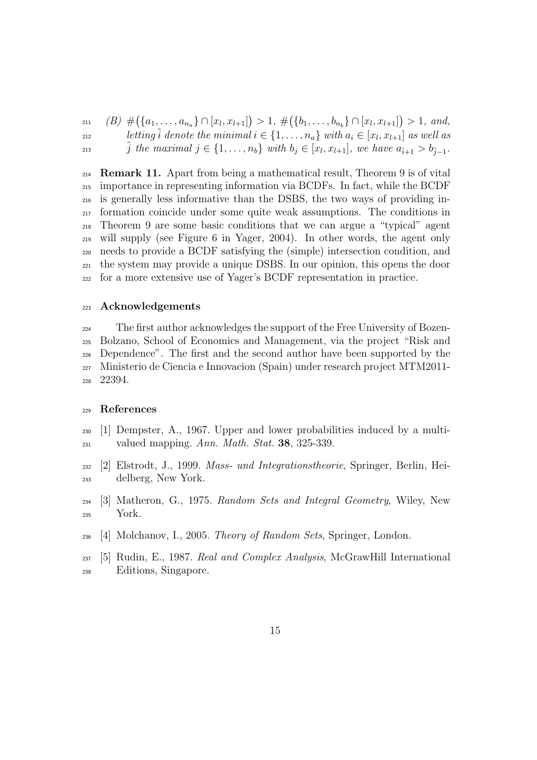*(B)* $\#\big(\{a_1, \ldots, a_{n_a}\} \cap [x_l, x_{l+1}]\big) > 1$, $\#\big(\{b_1, \ldots, b_{n_b}\} \cap [x_l, x_{l+1}]\big) > 1$, *and, letting* $\tilde{i}$ *denote the minimal* $i \in \{1, \ldots, n_a\}$ *with* $a_i \in [x_l, x_{l+1}]$ *as well as* $\tilde{j}$ *the maximal* $j \in \{1, \ldots, n_b\}$ *with* $b_j \in [x_l, x_{l+1}]$*, we have* $a_{\tilde{i}+1} > b_{\tilde{j}-1}$*.*

**Remark 11.** Apart from being a mathematical result, Theorem 9 is of vital importance in representing information via BCDFs. In fact, while the BCDF is generally less informative than the DSBS, the two ways of providing information coincide under some quite weak assumptions. The conditions in Theorem 9 are some basic conditions that we can argue a "typical" agent will supply (see Figure 6 in Yager, 2004). In other words, the agent only needs to provide a BCDF satisfying the (simple) intersection condition, and the system may provide a unique DSBS. In our opinion, this opens the door for a more extensive use of Yager's BCDF representation in practice.

## Acknowledgements

The first author acknowledges the support of the Free University of Bozen-Bolzano, School of Economics and Management, via the project "Risk and Dependence". The first and the second author have been supported by the Ministerio de Ciencia e Innovacion (Spain) under research project MTM2011-22394.

## References

[1] Dempster, A., 1967. Upper and lower probabilities induced by a multivalued mapping. *Ann. Math. Stat.* **38**, 325-339.

[2] Elstrodt, J., 1999. *Mass- und Integrationstheorie*, Springer, Berlin, Heidelberg, New York.

[3] Matheron, G., 1975. *Random Sets and Integral Geometry*, Wiley, New York.

[4] Molchanov, I., 2005. *Theory of Random Sets*, Springer, London.

[5] Rudin, E., 1987. *Real and Complex Analysis*, McGrawHill International Editions, Singapore.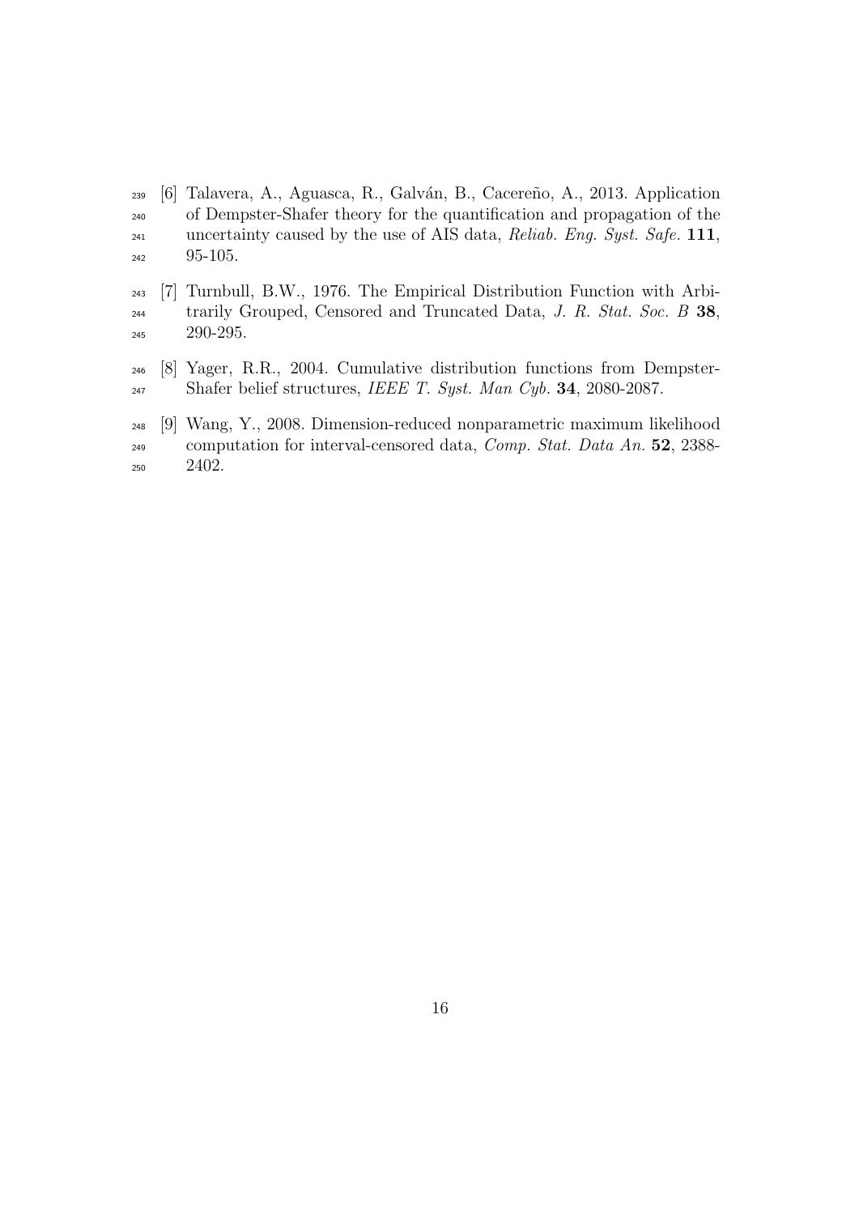[6] Talavera, A., Aguasca, R., Galván, B., Cacereño, A., 2013. Application of Dempster-Shafer theory for the quantification and propagation of the uncertainty caused by the use of AIS data, *Reliab. Eng. Syst. Safe.* **111**, 95-105.

[7] Turnbull, B.W., 1976. The Empirical Distribution Function with Arbitrarily Grouped, Censored and Truncated Data, *J. R. Stat. Soc. B* **38**, 290-295.

[8] Yager, R.R., 2004. Cumulative distribution functions from Dempster-Shafer belief structures, *IEEE T. Syst. Man Cyb.* **34**, 2080-2087.

[9] Wang, Y., 2008. Dimension-reduced nonparametric maximum likelihood computation for interval-censored data, *Comp. Stat. Data An.* **52**, 2388-2402.